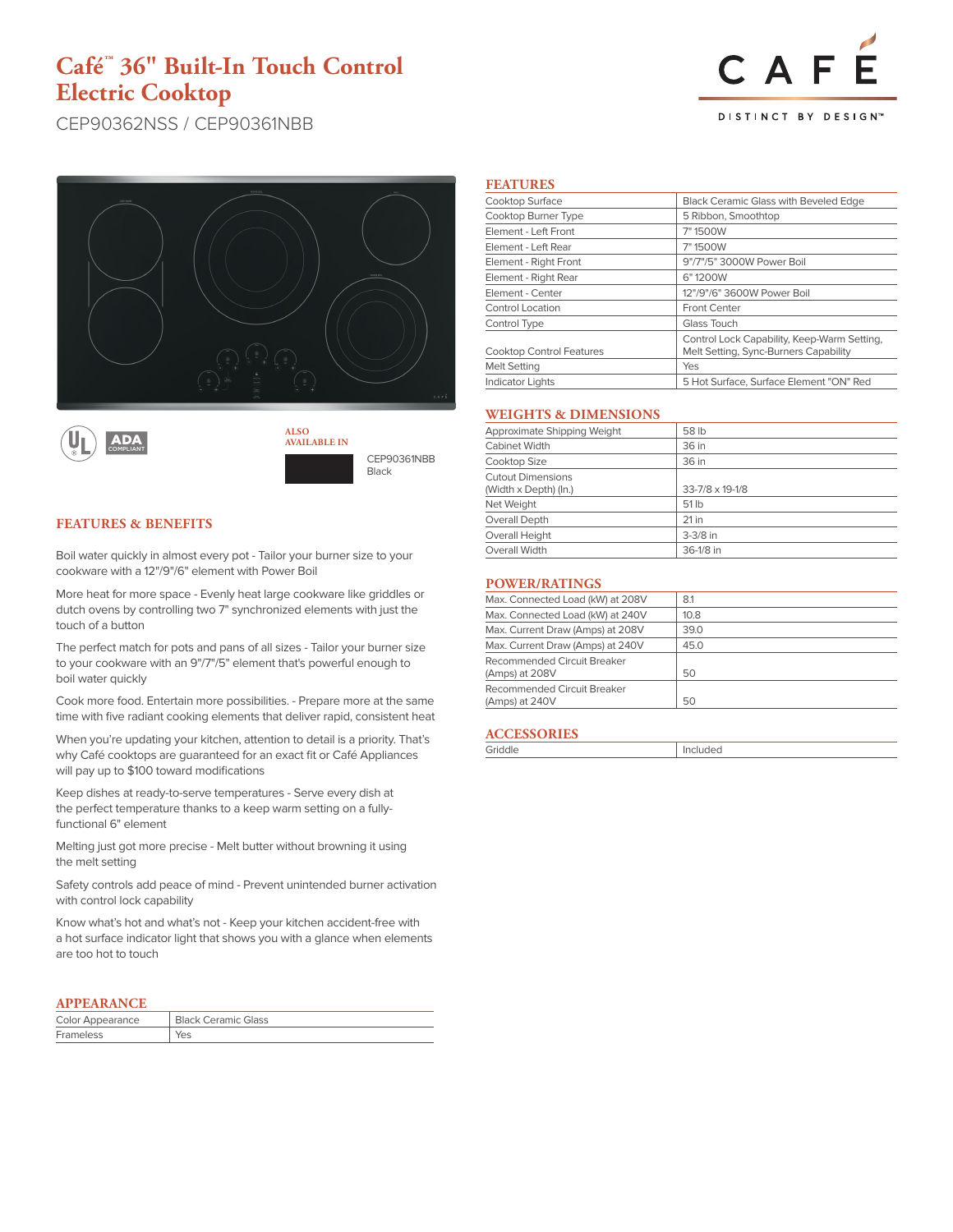# Café™ 36" Built-In Touch Control Electric Cooktop

CEP90362NSS / CEP90361NBB

CAFÉ

DISTINCT BY DESIGN™

ALSO AVAILABLE IN

CEP90361NBB
Black

## FEATURES & BENEFITS

Boil water quickly in almost every pot - Tailor your burner size to your cookware with a 12"/9"/6" element with Power Boil

More heat for more space - Evenly heat large cookware like griddles or dutch ovens by controlling two 7" synchronized elements with just the touch of a button

The perfect match for pots and pans of all sizes - Tailor your burner size to your cookware with an 9"/7"/5" element that's powerful enough to boil water quickly

Cook more food. Entertain more possibilities. - Prepare more at the same time with five radiant cooking elements that deliver rapid, consistent heat

When you're updating your kitchen, attention to detail is a priority. That's why Café cooktops are guaranteed for an exact fit or Café Appliances will pay up to $100 toward modifications

Keep dishes at ready-to-serve temperatures - Serve every dish at the perfect temperature thanks to a keep warm setting on a fully-functional 6" element

Melting just got more precise - Melt butter without browning it using the melt setting

Safety controls add peace of mind - Prevent unintended burner activation with control lock capability

Know what's hot and what's not - Keep your kitchen accident-free with a hot surface indicator light that shows you with a glance when elements are too hot to touch

## APPEARANCE

| | |
|---|---|
| Color Appearance | Black Ceramic Glass |
| Frameless | Yes |

## FEATURES

| | |
|---|---|
| Cooktop Surface | Black Ceramic Glass with Beveled Edge |
| Cooktop Burner Type | 5 Ribbon, Smoothtop |
| Element - Left Front | 7" 1500W |
| Element - Left Rear | 7" 1500W |
| Element - Right Front | 9"/7"/5" 3000W Power Boil |
| Element - Right Rear | 6" 1200W |
| Element - Center | 12"/9"/6" 3600W Power Boil |
| Control Location | Front Center |
| Control Type | Glass Touch |
| Cooktop Control Features | Control Lock Capability, Keep-Warm Setting, Melt Setting, Sync-Burners Capability |
| Melt Setting | Yes |
| Indicator Lights | 5 Hot Surface, Surface Element "ON" Red |

## WEIGHTS & DIMENSIONS

| | |
|---|---|
| Approximate Shipping Weight | 58 lb |
| Cabinet Width | 36 in |
| Cooktop Size | 36 in |
| Cutout Dimensions (Width x Depth) (In.) | 33-7/8 x 19-1/8 |
| Net Weight | 51 lb |
| Overall Depth | 21 in |
| Overall Height | 3-3/8 in |
| Overall Width | 36-1/8 in |

## POWER/RATINGS

| | |
|---|---|
| Max. Connected Load (kW) at 208V | 8.1 |
| Max. Connected Load (kW) at 240V | 10.8 |
| Max. Current Draw (Amps) at 208V | 39.0 |
| Max. Current Draw (Amps) at 240V | 45.0 |
| Recommended Circuit Breaker (Amps) at 208V | 50 |
| Recommended Circuit Breaker (Amps) at 240V | 50 |

## ACCESSORIES

| | |
|---|---|
| Griddle | Included |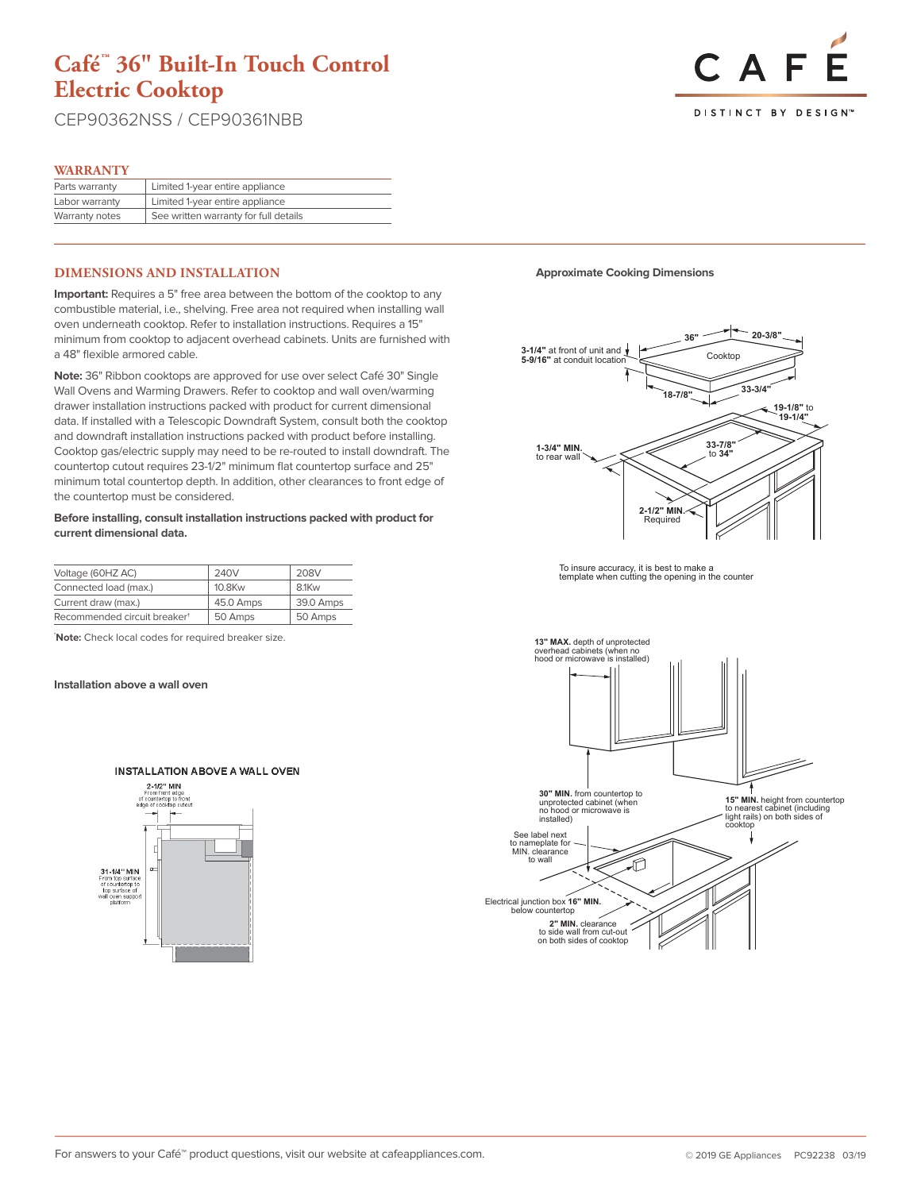# Café™ 36" Built-In Touch Control Electric Cooktop

CEP90362NSS / CEP90361NBB

CAFÉ

DISTINCT BY DESIGN™

## WARRANTY

| | |
|---|---|
| Parts warranty | Limited 1-year entire appliance |
| Labor warranty | Limited 1-year entire appliance |
| Warranty notes | See written warranty for full details |

## DIMENSIONS AND INSTALLATION

**Important:** Requires a 5" free area between the bottom of the cooktop to any combustible material, i.e., shelving. Free area not required when installing wall oven underneath cooktop. Refer to installation instructions. Requires a 15" minimum from cooktop to adjacent overhead cabinets. Units are furnished with a 48" flexible armored cable.

**Note:** 36" Ribbon cooktops are approved for use over select Café 30" Single Wall Ovens and Warming Drawers. Refer to cooktop and wall oven/warming drawer installation instructions packed with product for current dimensional data. If installed with a Telescopic Downdraft System, consult both the cooktop and downdraft installation instructions packed with product before installing. Cooktop gas/electric supply may need to be re-routed to install downdraft. The countertop cutout requires 23-1/2" minimum flat countertop surface and 25" minimum total countertop depth. In addition, other clearances to front edge of the countertop must be considered.

**Before installing, consult installation instructions packed with product for current dimensional data.**

| Voltage (60HZ AC) | 240V | 208V |
|---|---|---|
| Connected load (max.) | 10.8Kw | 8.1Kw |
| Current draw (max.) | 45.0 Amps | 39.0 Amps |
| Recommended circuit breaker† | 50 Amps | 50 Amps |

†**Note:** Check local codes for required breaker size.

**Installation above a wall oven**

INSTALLATION ABOVE A WALL OVEN

2-1/2" MIN
From front edge of countertop to front edge of cooktop cutout

31-1/4" MIN
From top surface of countertop to top surface of wall oven support platform

**Approximate Cooking Dimensions**

**3-1/4"** at front of unit and
**5-9/16"** at conduit location

36"

20-3/8"

Cooktop

18-7/8"

33-3/4"

**19-1/8"** to **19-1/4"**

**1-3/4" MIN.** to rear wall

33-7/8" to **34"**

**2-1/2" MIN.** Required

To insure accuracy, it is best to make a template when cutting the opening in the counter

**13" MAX.** depth of unprotected overhead cabinets (when no hood or microwave is installed)

**30" MIN.** from countertop to unprotected cabinet (when no hood or microwave is installed)

**15" MIN.** height from countertop to nearest cabinet (including light rails) on both sides of cooktop

See label next to nameplate for MIN. clearance to wall

Electrical junction box **16" MIN.** below countertop

**2" MIN.** clearance to side wall from cut-out on both sides of cooktop

For answers to your Café™ product questions, visit our website at cafeappliances.com.

© 2019 GE Appliances PC92238 03/19